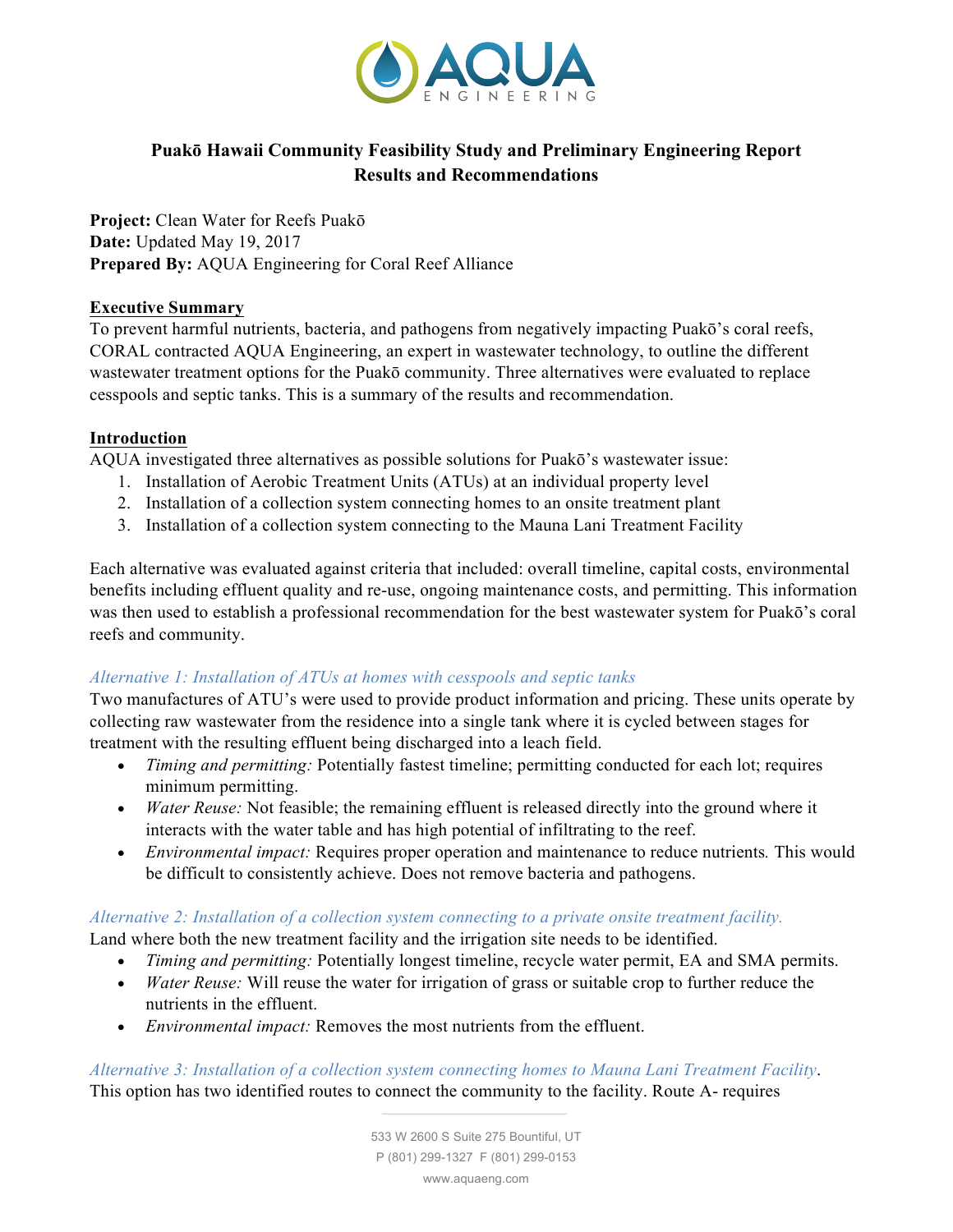# Puakō Hawaii Community Feasibility Study and Preliminary Engineering Report
## Results and Recommendations

**Project:** Clean Water for Reefs Puakō
**Date:** Updated May 19, 2017
**Prepared By:** AQUA Engineering for Coral Reef Alliance

## Executive Summary

To prevent harmful nutrients, bacteria, and pathogens from negatively impacting Puakō's coral reefs, CORAL contracted AQUA Engineering, an expert in wastewater technology, to outline the different wastewater treatment options for the Puakō community. Three alternatives were evaluated to replace cesspools and septic tanks. This is a summary of the results and recommendation.

## Introduction

AQUA investigated three alternatives as possible solutions for Puakō's wastewater issue:

1. Installation of Aerobic Treatment Units (ATUs) at an individual property level
2. Installation of a collection system connecting homes to an onsite treatment plant
3. Installation of a collection system connecting to the Mauna Lani Treatment Facility

Each alternative was evaluated against criteria that included: overall timeline, capital costs, environmental benefits including effluent quality and re-use, ongoing maintenance costs, and permitting. This information was then used to establish a professional recommendation for the best wastewater system for Puakō's coral reefs and community.

### *Alternative 1: Installation of ATUs at homes with cesspools and septic tanks*

Two manufactures of ATU's were used to provide product information and pricing. These units operate by collecting raw wastewater from the residence into a single tank where it is cycled between stages for treatment with the resulting effluent being discharged into a leach field.

- *Timing and permitting:* Potentially fastest timeline; permitting conducted for each lot; requires minimum permitting.
- *Water Reuse:* Not feasible; the remaining effluent is released directly into the ground where it interacts with the water table and has high potential of infiltrating to the reef.
- *Environmental impact:* Requires proper operation and maintenance to reduce nutrients. This would be difficult to consistently achieve. Does not remove bacteria and pathogens.

### *Alternative 2: Installation of a collection system connecting to a private onsite treatment facility.*

Land where both the new treatment facility and the irrigation site needs to be identified.

- *Timing and permitting:* Potentially longest timeline, recycle water permit, EA and SMA permits.
- *Water Reuse:* Will reuse the water for irrigation of grass or suitable crop to further reduce the nutrients in the effluent.
- *Environmental impact:* Removes the most nutrients from the effluent.

### *Alternative 3: Installation of a collection system connecting homes to Mauna Lani Treatment Facility*.

This option has two identified routes to connect the community to the facility. Route A- requires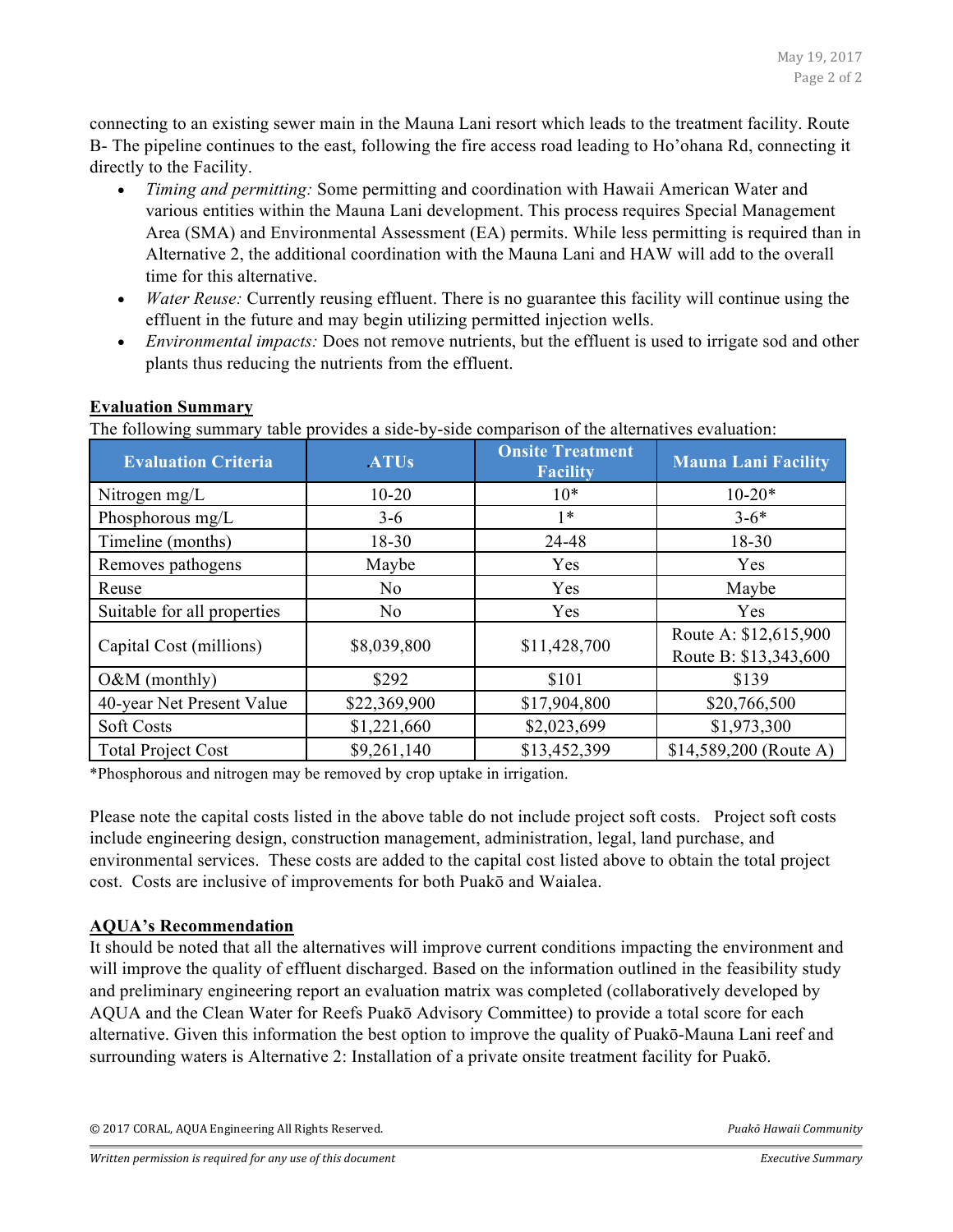connecting to an existing sewer main in the Mauna Lani resort which leads to the treatment facility. Route B- The pipeline continues to the east, following the fire access road leading to Ho'ohana Rd, connecting it directly to the Facility.

- *Timing and permitting:* Some permitting and coordination with Hawaii American Water and various entities within the Mauna Lani development. This process requires Special Management Area (SMA) and Environmental Assessment (EA) permits. While less permitting is required than in Alternative 2, the additional coordination with the Mauna Lani and HAW will add to the overall time for this alternative.
- *Water Reuse:* Currently reusing effluent. There is no guarantee this facility will continue using the effluent in the future and may begin utilizing permitted injection wells.
- *Environmental impacts:* Does not remove nutrients, but the effluent is used to irrigate sod and other plants thus reducing the nutrients from the effluent.

**Evaluation Summary**

The following summary table provides a side-by-side comparison of the alternatives evaluation:

| Evaluation Criteria | ATUs | Onsite Treatment Facility | Mauna Lani Facility |
|---|---|---|---|
| Nitrogen mg/L | 10-20 | 10* | 10-20* |
| Phosphorous mg/L | 3-6 | 1* | 3-6* |
| Timeline (months) | 18-30 | 24-48 | 18-30 |
| Removes pathogens | Maybe | Yes | Yes |
| Reuse | No | Yes | Maybe |
| Suitable for all properties | No | Yes | Yes |
| Capital Cost (millions) | $8,039,800 | $11,428,700 | Route A: $12,615,900<br>Route B: $13,343,600 |
| O&M (monthly) | $292 | $101 | $139 |
| 40-year Net Present Value | $22,369,900 | $17,904,800 | $20,766,500 |
| Soft Costs | $1,221,660 | $2,023,699 | $1,973,300 |
| Total Project Cost | $9,261,140 | $13,452,399 | $14,589,200 (Route A) |

*Phosphorous and nitrogen may be removed by crop uptake in irrigation.

Please note the capital costs listed in the above table do not include project soft costs. Project soft costs include engineering design, construction management, administration, legal, land purchase, and environmental services. These costs are added to the capital cost listed above to obtain the total project cost. Costs are inclusive of improvements for both Puakō and Waialea.

**AQUA's Recommendation**

It should be noted that all the alternatives will improve current conditions impacting the environment and will improve the quality of effluent discharged. Based on the information outlined in the feasibility study and preliminary engineering report an evaluation matrix was completed (collaboratively developed by AQUA and the Clean Water for Reefs Puakō Advisory Committee) to provide a total score for each alternative. Given this information the best option to improve the quality of Puakō-Mauna Lani reef and surrounding waters is Alternative 2: Installation of a private onsite treatment facility for Puakō.